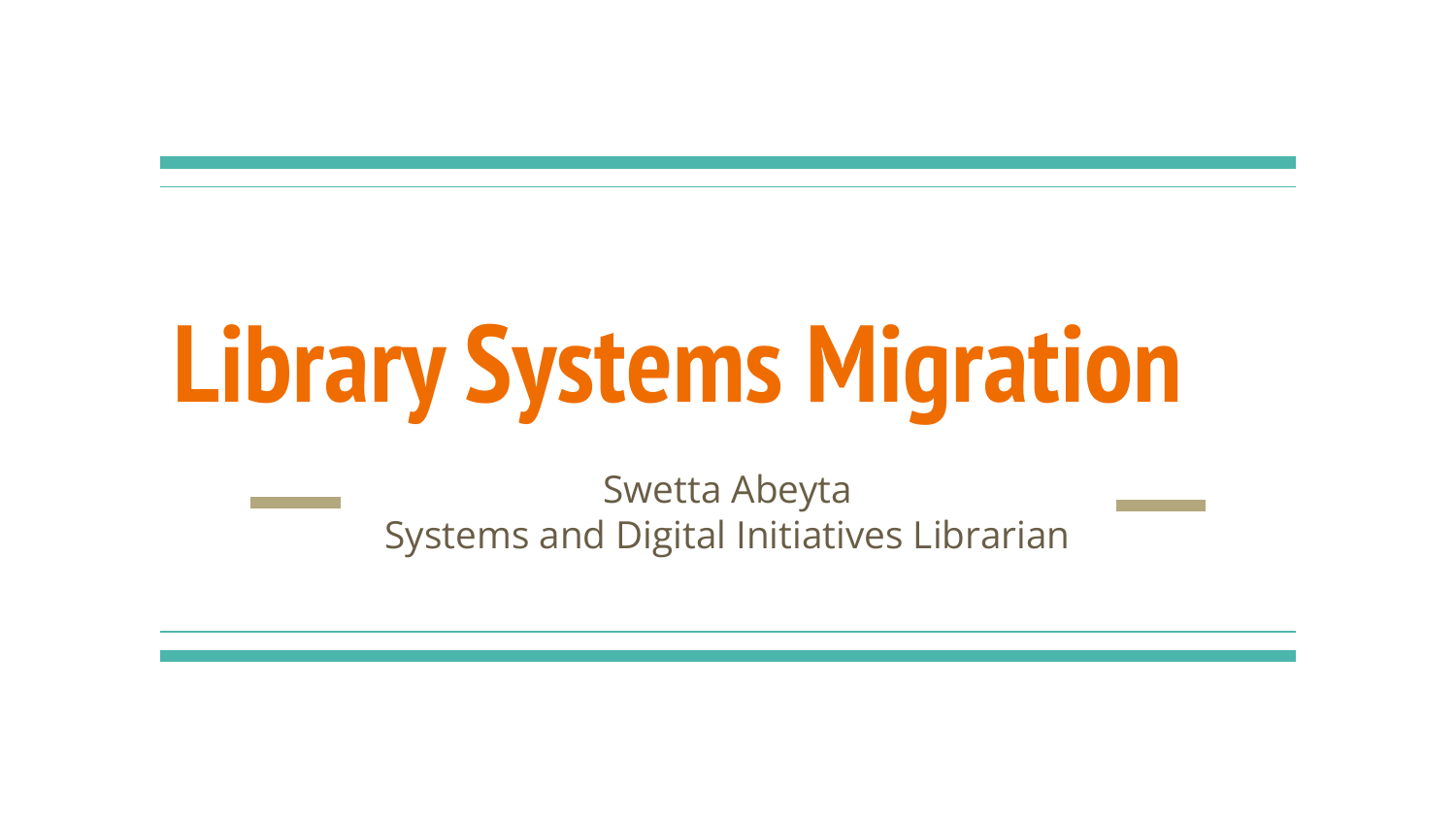# Library Systems Migration

Swetta Abeyta
Systems and Digital Initiatives Librarian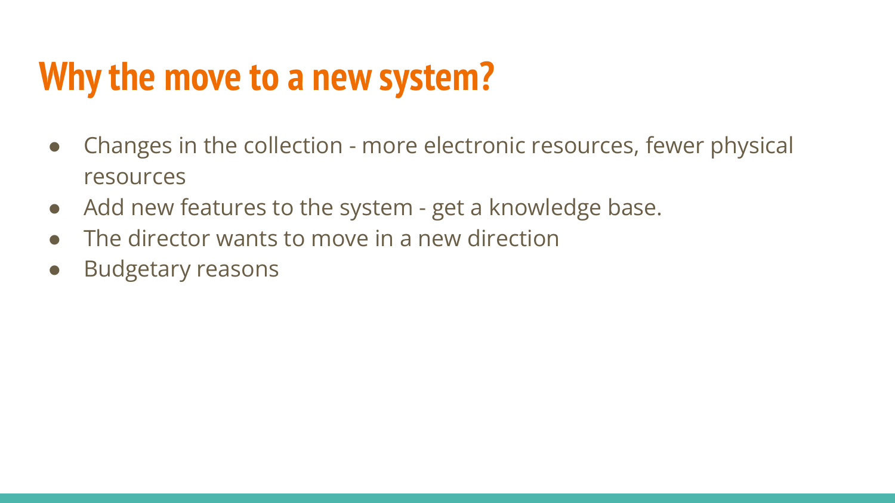# Why the move to a new system?

- Changes in the collection - more electronic resources, fewer physical resources
- Add new features to the system - get a knowledge base.
- The director wants to move in a new direction
- Budgetary reasons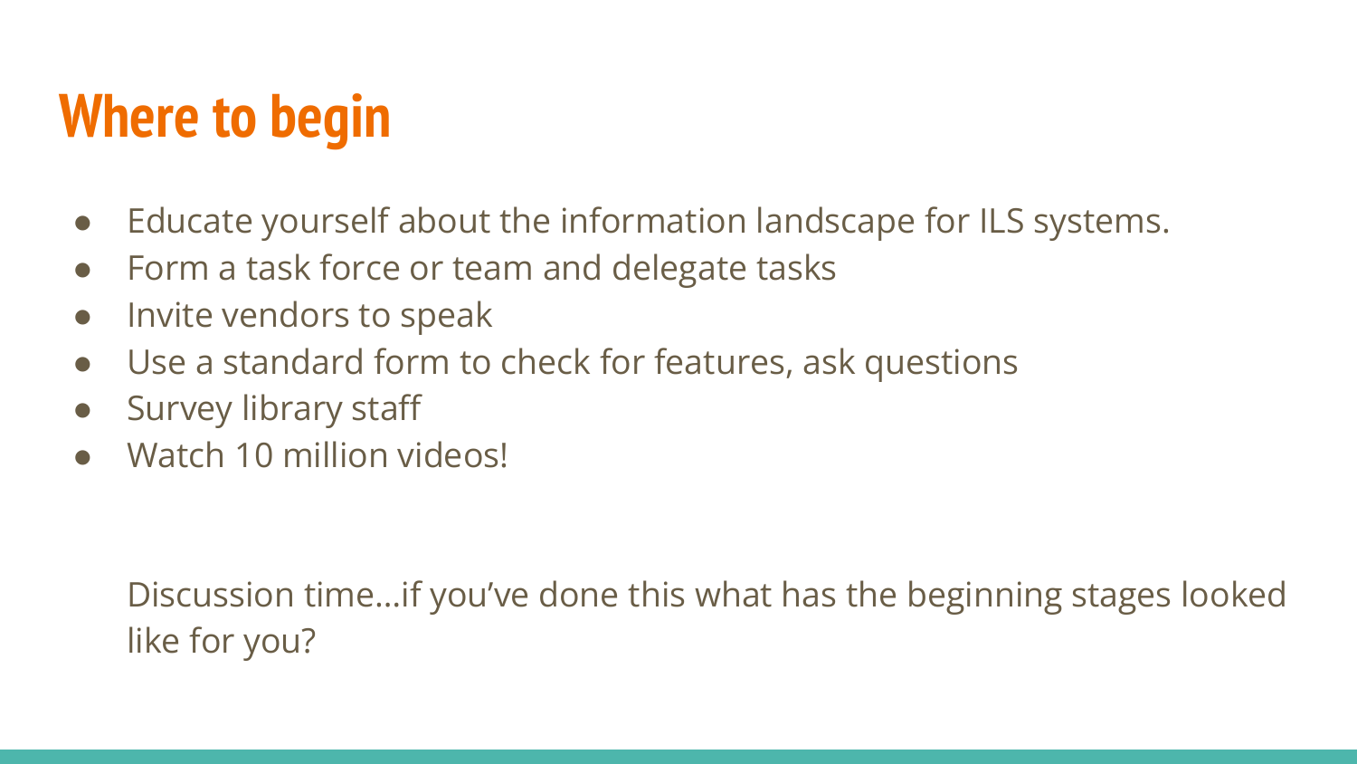# Where to begin

- Educate yourself about the information landscape for ILS systems.
- Form a task force or team and delegate tasks
- Invite vendors to speak
- Use a standard form to check for features, ask questions
- Survey library staff
- Watch 10 million videos!

Discussion time…if you've done this what has the beginning stages looked like for you?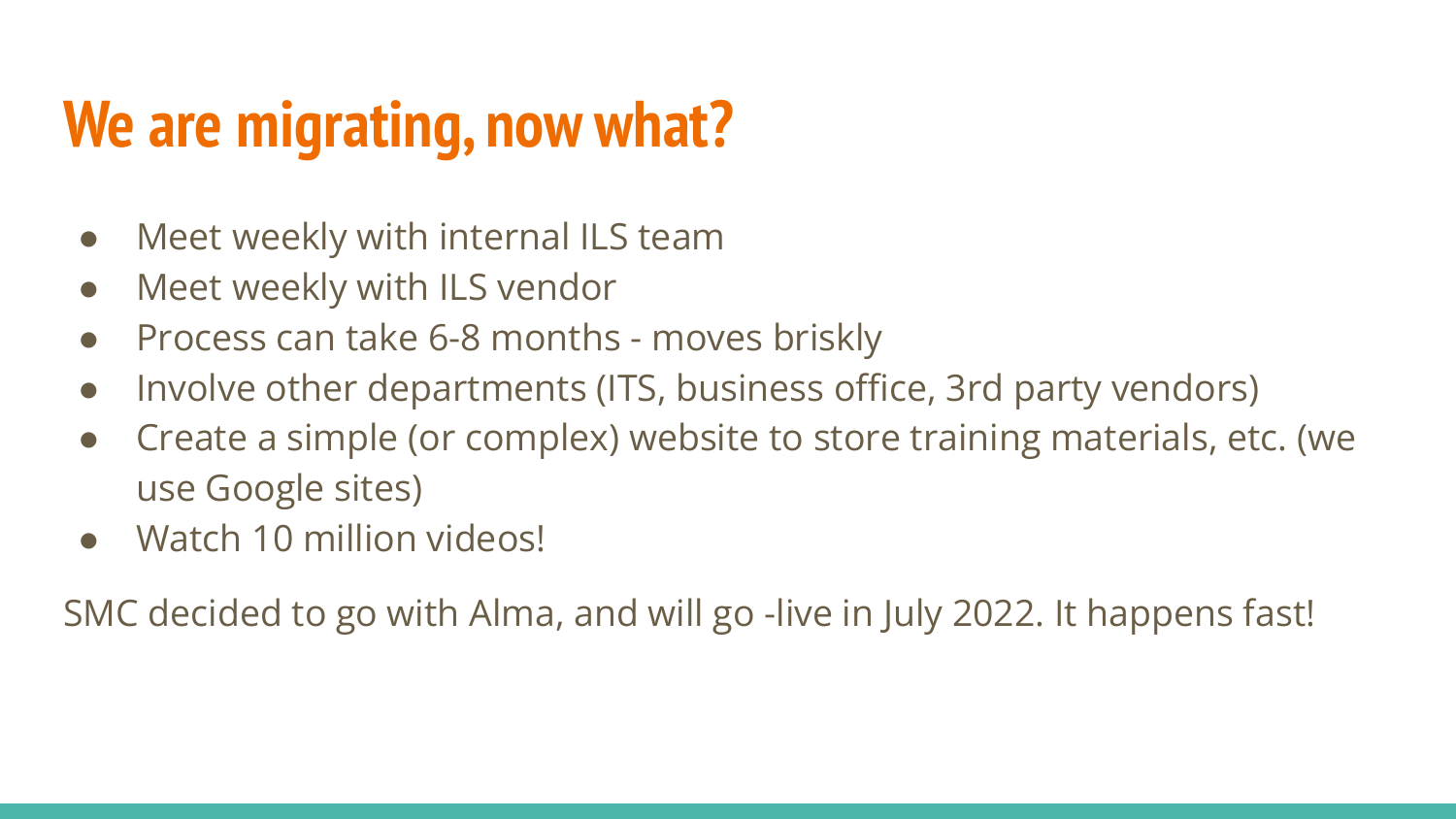# We are migrating, now what?

- Meet weekly with internal ILS team
- Meet weekly with ILS vendor
- Process can take 6-8 months - moves briskly
- Involve other departments (ITS, business office, 3rd party vendors)
- Create a simple (or complex) website to store training materials, etc. (we use Google sites)
- Watch 10 million videos!

SMC decided to go with Alma, and will go -live in July 2022. It happens fast!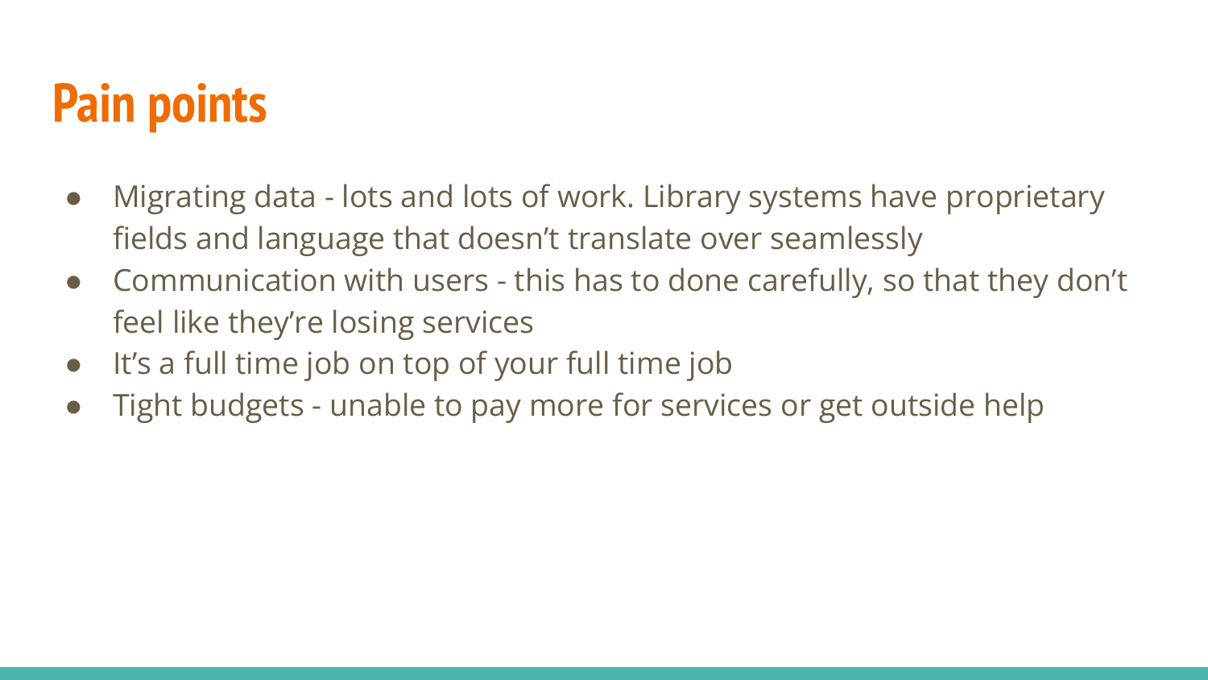# Pain points

- Migrating data - lots and lots of work. Library systems have proprietary fields and language that doesn't translate over seamlessly
- Communication with users - this has to done carefully, so that they don't feel like they're losing services
- It's a full time job on top of your full time job
- Tight budgets - unable to pay more for services or get outside help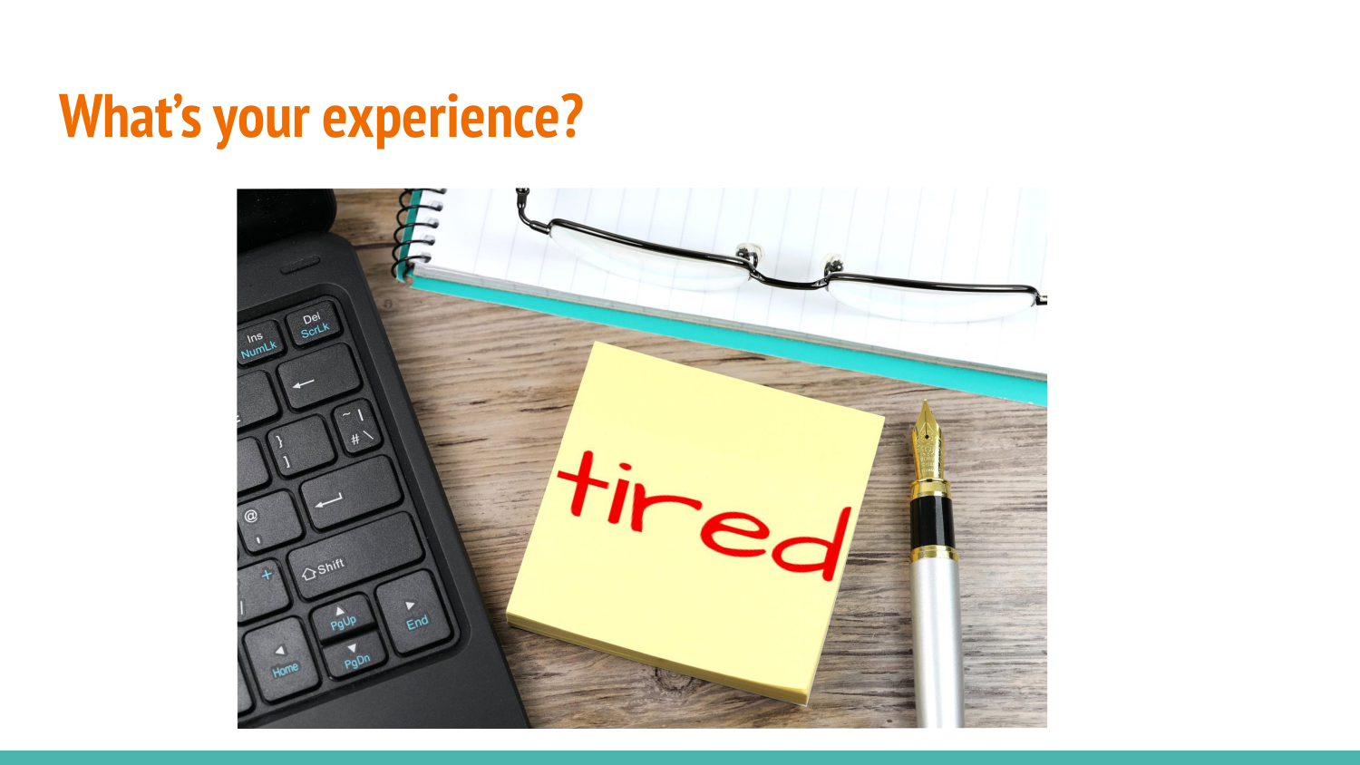# What's your experience?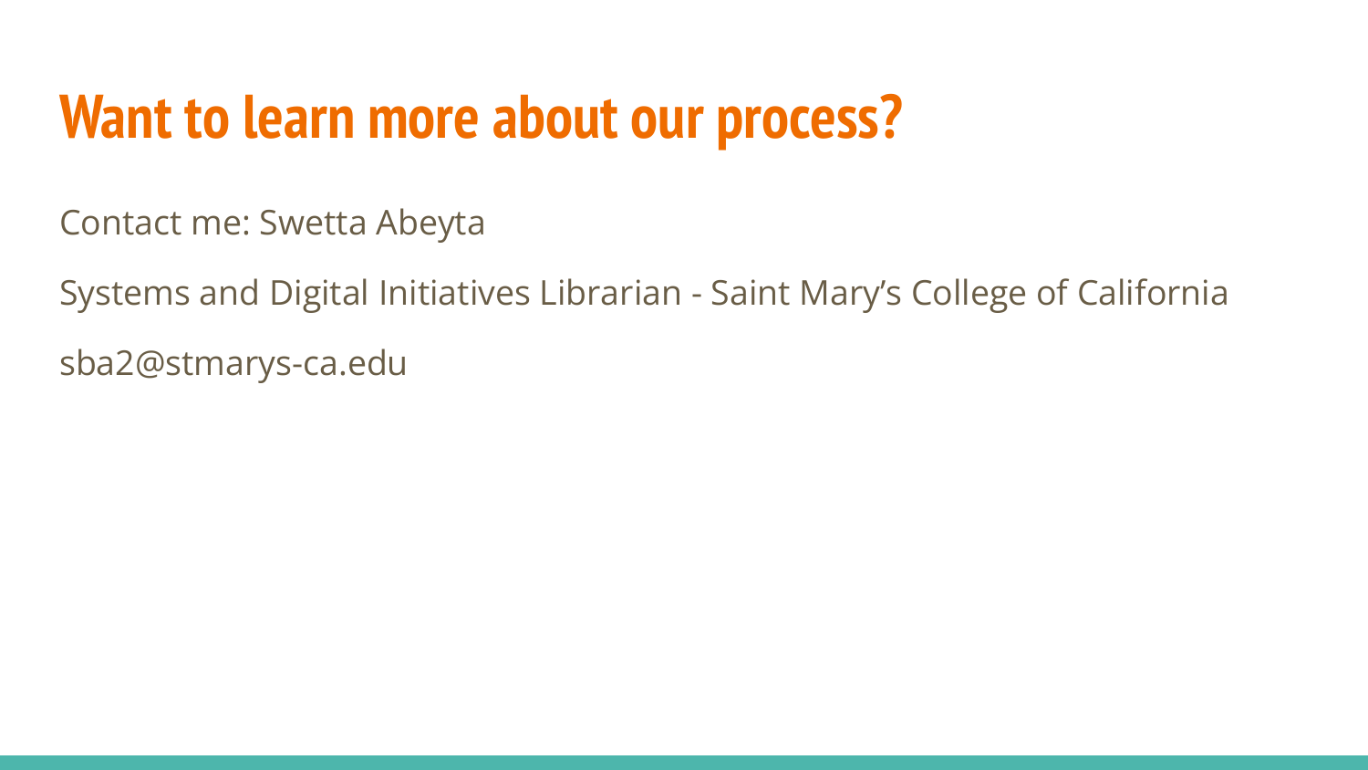# Want to learn more about our process?

Contact me: Swetta Abeyta

Systems and Digital Initiatives Librarian - Saint Mary's College of California

sba2@stmarys-ca.edu